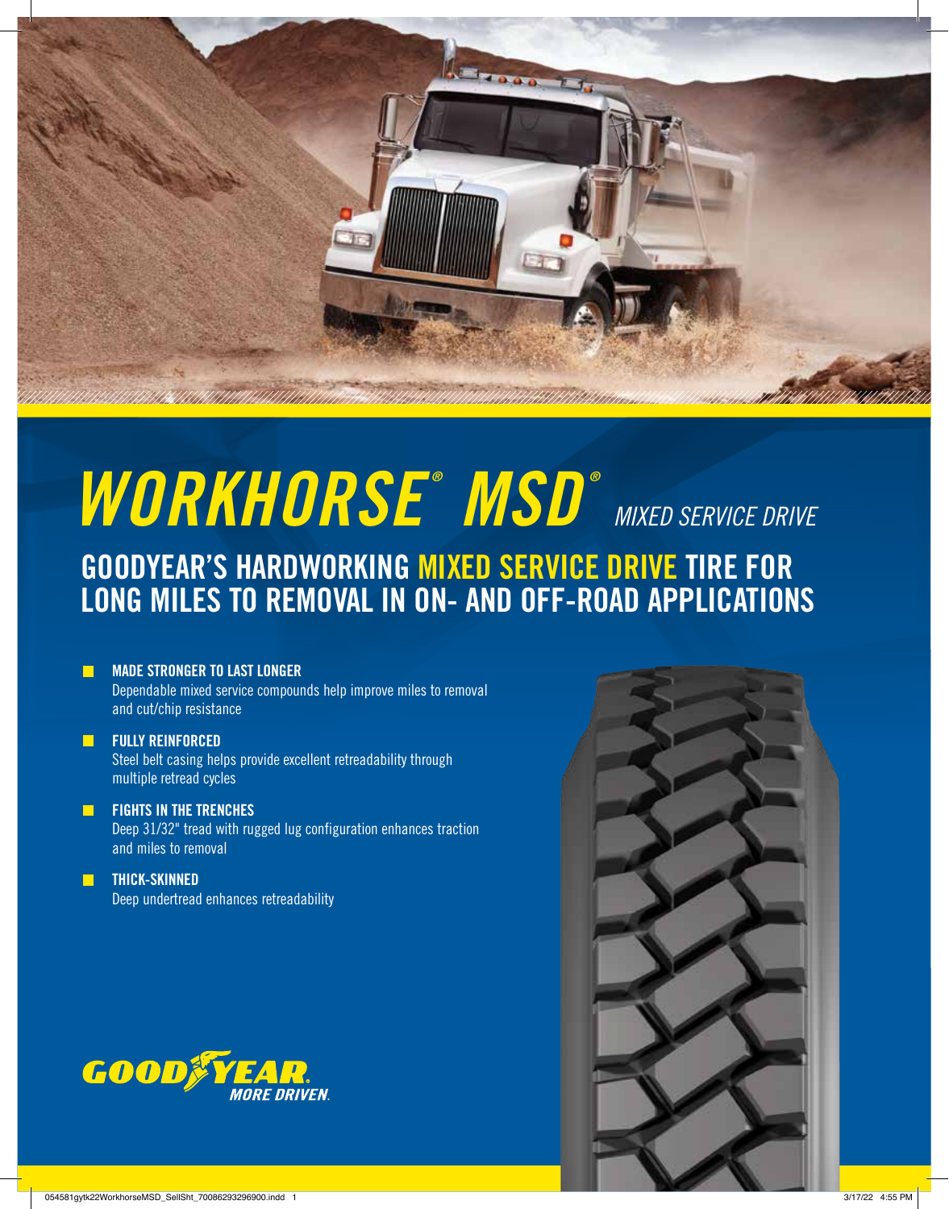# *WORKHORSE® MSD®* *MIXED SERVICE DRIVE*

## GOODYEAR'S HARDWORKING MIXED SERVICE DRIVE TIRE FOR LONG MILES TO REMOVAL IN ON- AND OFF-ROAD APPLICATIONS

- **MADE STRONGER TO LAST LONGER**
  Dependable mixed service compounds help improve miles to removal and cut/chip resistance
- **FULLY REINFORCED**
  Steel belt casing helps provide excellent retreadability through multiple retread cycles
- **FIGHTS IN THE TRENCHES**
  Deep 31/32" tread with rugged lug configuration enhances traction and miles to removal
- **THICK-SKINNED**
  Deep undertread enhances retreadability

GOODYEAR. MORE DRIVEN.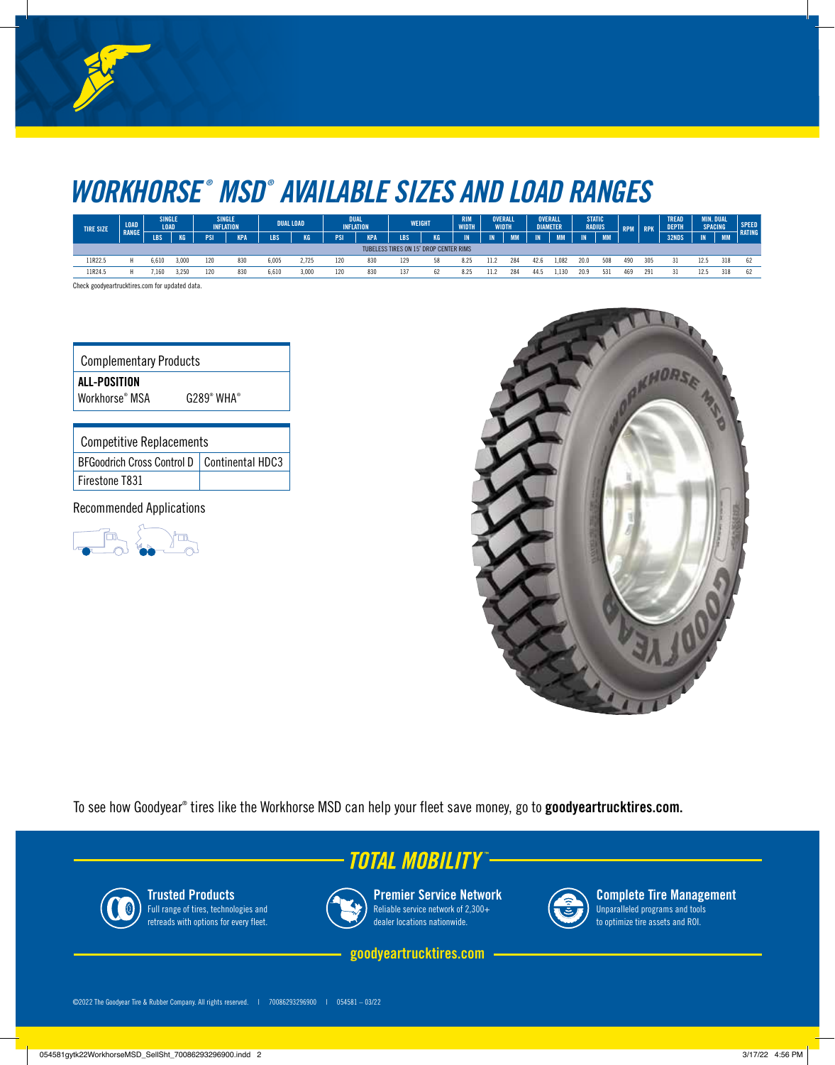# WORKHORSE® MSD® AVAILABLE SIZES AND LOAD RANGES

| TIRE SIZE | LOAD RANGE | SINGLE LOAD | | SINGLE INFLATION | | DUAL LOAD | | DUAL INFLATION | | WEIGHT | | RIM WIDTH | OVERALL WIDTH | | OVERALL DIAMETER | | STATIC RADIUS | | RPM | RPK | TREAD DEPTH | MIN. DUAL SPACING | | SPEED RATING |
|---|---|---|---|---|---|---|---|---|---|---|---|---|---|---|---|---|---|---|---|---|---|---|---|---|
| | | LBS | KG | PSI | KPA | LBS | KG | PSI | KPA | LBS | KG | IN | IN | MM | IN | MM | IN | MM | | | 32NDS | IN | MM | |
| TUBELESS TIRES ON 15° DROP CENTER RIMS | | | | | | | | | | | | | | | | | | | | | | | | |
| 11R22.5 | H | 6,610 | 3,000 | 120 | 830 | 6,005 | 2,725 | 120 | 830 | 129 | 58 | 8.25 | 11.2 | 284 | 42.6 | 1,082 | 20.0 | 508 | 490 | 305 | 31 | 12.5 | 318 | 62 |
| 11R24.5 | H | 7,160 | 3,250 | 120 | 830 | 6,610 | 3,000 | 120 | 830 | 137 | 62 | 8.25 | 11.2 | 284 | 44.5 | 1,130 | 20.9 | 531 | 469 | 291 | 31 | 12.5 | 318 | 62 |

Check goodyeartrucktires.com for updated data.

| Complementary Products | |
|---|---|
| **ALL-POSITION** | |
| Workhorse® MSA | G289® WHA® |

| Competitive Replacements | |
|---|---|
| BFGoodrich Cross Control D | Continental HDC3 |
| Firestone T831 | |

Recommended Applications

To see how Goodyear® tires like the Workhorse MSD can help your fleet save money, go to **goodyeartrucktires.com.**

## TOTAL MOBILITY™

**Trusted Products**
Full range of tires, technologies and retreads with options for every fleet.

**Premier Service Network**
Reliable service network of 2,300+ dealer locations nationwide.

**Complete Tire Management**
Unparalleled programs and tools to optimize tire assets and ROI.

**goodyeartrucktires.com**

©2022 The Goodyear Tire & Rubber Company. All rights reserved. | 70086293296900 | 054581 – 03/22